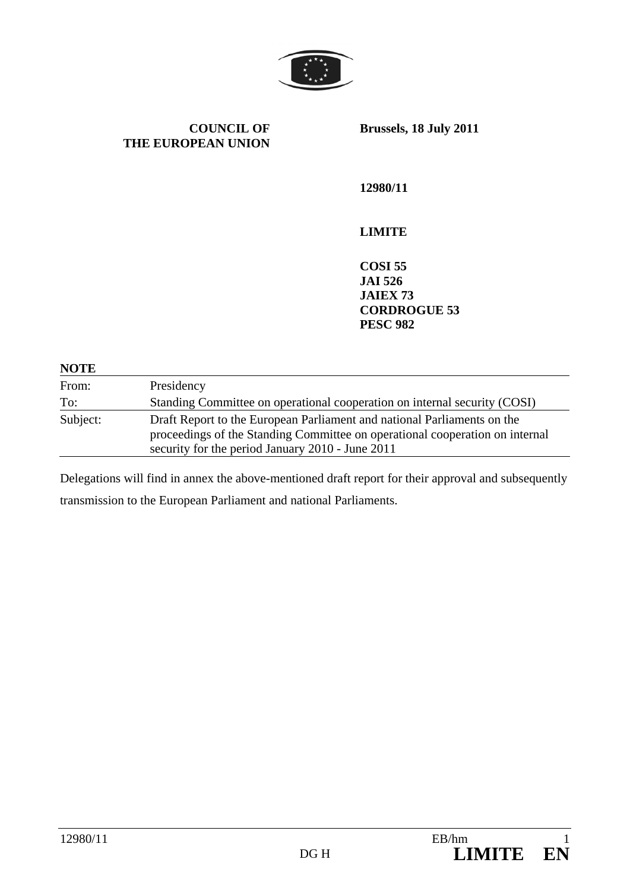**COUNCIL OF THE EUROPEAN UNION**

**Brussels, 18 July 2011**

**12980/11**

**LIMITE**

**COSI 55**
**JAI 526**
**JAIEX 73**
**CORDROGUE 53**
**PESC 982**

**NOTE**

| | |
|---|---|
| From: | Presidency |
| To: | Standing Committee on operational cooperation on internal security (COSI) |
| Subject: | Draft Report to the European Parliament and national Parliaments on the proceedings of the Standing Committee on operational cooperation on internal security for the period January 2010 - June 2011 |

Delegations will find in annex the above-mentioned draft report for their approval and subsequently transmission to the European Parliament and national Parliaments.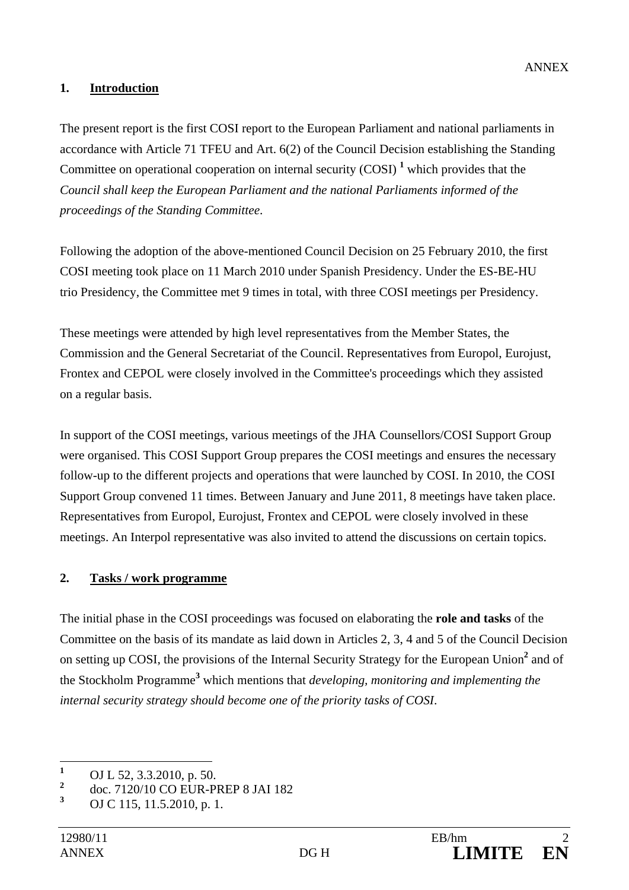ANNEX

## 1. Introduction

The present report is the first COSI report to the European Parliament and national parliaments in accordance with Article 71 TFEU and Art. 6(2) of the Council Decision establishing the Standing Committee on operational cooperation on internal security (COSI) [1] which provides that the *Council shall keep the European Parliament and the national Parliaments informed of the proceedings of the Standing Committee.*

Following the adoption of the above-mentioned Council Decision on 25 February 2010, the first COSI meeting took place on 11 March 2010 under Spanish Presidency. Under the ES-BE-HU trio Presidency, the Committee met 9 times in total, with three COSI meetings per Presidency.

These meetings were attended by high level representatives from the Member States, the Commission and the General Secretariat of the Council. Representatives from Europol, Eurojust, Frontex and CEPOL were closely involved in the Committee's proceedings which they assisted on a regular basis.

In support of the COSI meetings, various meetings of the JHA Counsellors/COSI Support Group were organised. This COSI Support Group prepares the COSI meetings and ensures the necessary follow-up to the different projects and operations that were launched by COSI. In 2010, the COSI Support Group convened 11 times. Between January and June 2011, 8 meetings have taken place. Representatives from Europol, Eurojust, Frontex and CEPOL were closely involved in these meetings. An Interpol representative was also invited to attend the discussions on certain topics.

## 2. Tasks / work programme

The initial phase in the COSI proceedings was focused on elaborating the **role and tasks** of the Committee on the basis of its mandate as laid down in Articles 2, 3, 4 and 5 of the Council Decision on setting up COSI, the provisions of the Internal Security Strategy for the European Union[2] and of the Stockholm Programme[3] which mentions that *developing, monitoring and implementing the internal security strategy should become one of the priority tasks of COSI*.

---

[1] OJ L 52, 3.3.2010, p. 50.

[2] doc. 7120/10 CO EUR-PREP 8 JAI 182

[3] OJ C 115, 11.5.2010, p. 1.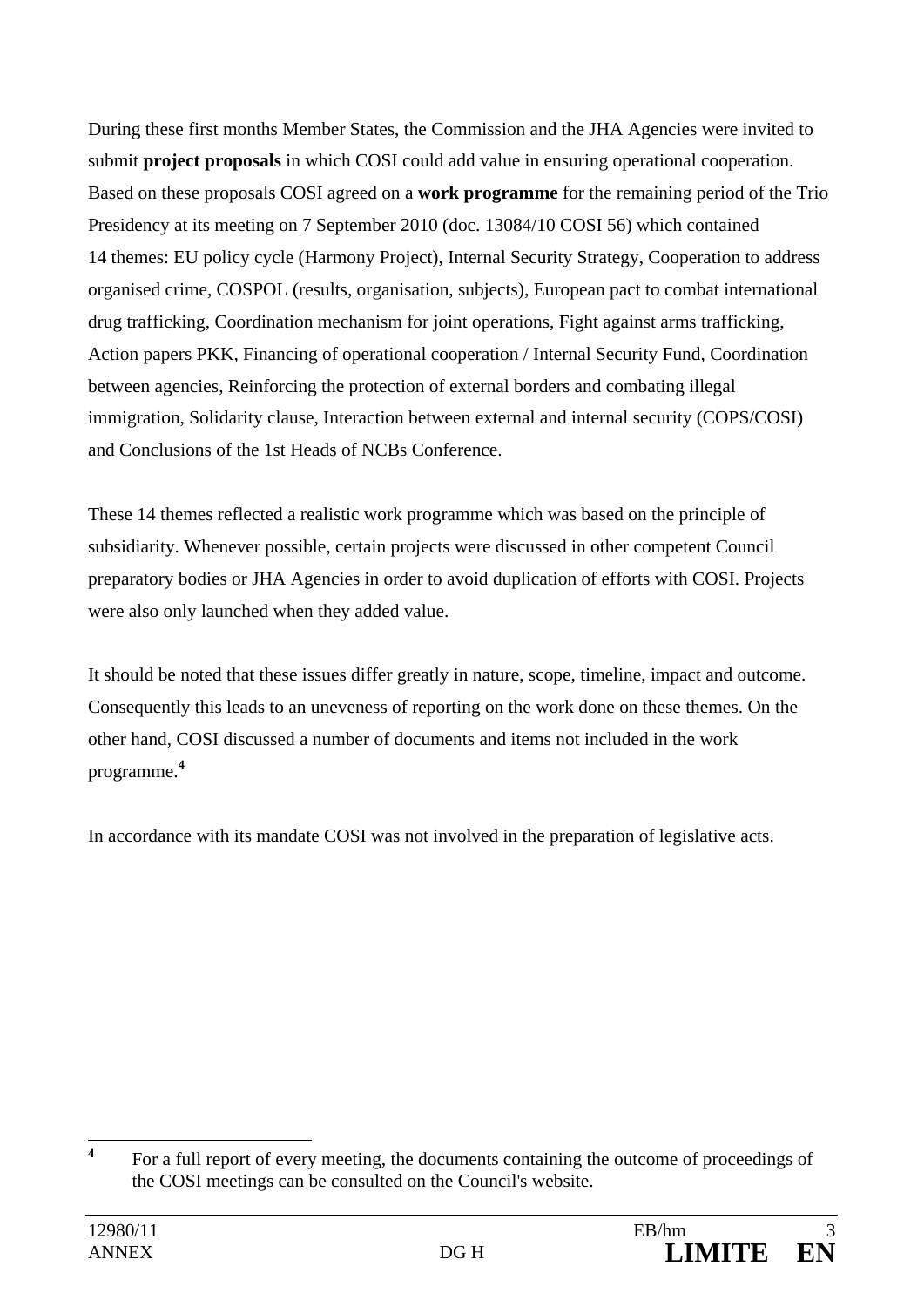During these first months Member States, the Commission and the JHA Agencies were invited to submit **project proposals** in which COSI could add value in ensuring operational cooperation. Based on these proposals COSI agreed on a **work programme** for the remaining period of the Trio Presidency at its meeting on 7 September 2010 (doc. 13084/10 COSI 56) which contained 14 themes: EU policy cycle (Harmony Project), Internal Security Strategy, Cooperation to address organised crime, COSPOL (results, organisation, subjects), European pact to combat international drug trafficking, Coordination mechanism for joint operations, Fight against arms trafficking, Action papers PKK, Financing of operational cooperation / Internal Security Fund, Coordination between agencies, Reinforcing the protection of external borders and combating illegal immigration, Solidarity clause, Interaction between external and internal security (COPS/COSI) and Conclusions of the 1st Heads of NCBs Conference.

These 14 themes reflected a realistic work programme which was based on the principle of subsidiarity. Whenever possible, certain projects were discussed in other competent Council preparatory bodies or JHA Agencies in order to avoid duplication of efforts with COSI. Projects were also only launched when they added value.

It should be noted that these issues differ greatly in nature, scope, timeline, impact and outcome. Consequently this leads to an uneveness of reporting on the work done on these themes. On the other hand, COSI discussed a number of documents and items not included in the work programme.[4]

In accordance with its mandate COSI was not involved in the preparation of legislative acts.

---

[4] For a full report of every meeting, the documents containing the outcome of proceedings of the COSI meetings can be consulted on the Council's website.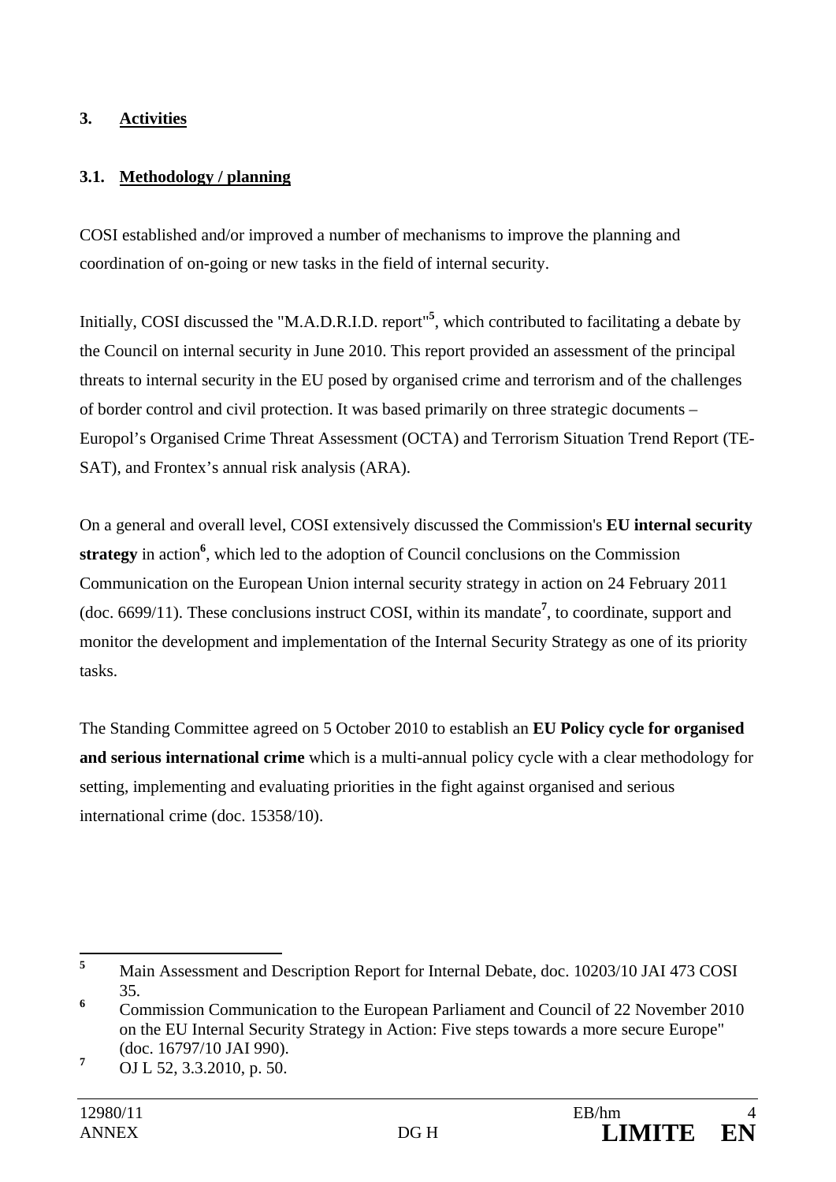## 3. Activities

### 3.1. Methodology / planning

COSI established and/or improved a number of mechanisms to improve the planning and coordination of on-going or new tasks in the field of internal security.

Initially, COSI discussed the "M.A.D.R.I.D. report"[5], which contributed to facilitating a debate by the Council on internal security in June 2010. This report provided an assessment of the principal threats to internal security in the EU posed by organised crime and terrorism and of the challenges of border control and civil protection. It was based primarily on three strategic documents – Europol's Organised Crime Threat Assessment (OCTA) and Terrorism Situation Trend Report (TE-SAT), and Frontex's annual risk analysis (ARA).

On a general and overall level, COSI extensively discussed the Commission's **EU internal security strategy** in action[6], which led to the adoption of Council conclusions on the Commission Communication on the European Union internal security strategy in action on 24 February 2011 (doc. 6699/11). These conclusions instruct COSI, within its mandate[7], to coordinate, support and monitor the development and implementation of the Internal Security Strategy as one of its priority tasks.

The Standing Committee agreed on 5 October 2010 to establish an **EU Policy cycle for organised and serious international crime** which is a multi-annual policy cycle with a clear methodology for setting, implementing and evaluating priorities in the fight against organised and serious international crime (doc. 15358/10).

---

[5] Main Assessment and Description Report for Internal Debate, doc. 10203/10 JAI 473 COSI 35.

[6] Commission Communication to the European Parliament and Council of 22 November 2010 on the EU Internal Security Strategy in Action: Five steps towards a more secure Europe" (doc. 16797/10 JAI 990).

[7] OJ L 52, 3.3.2010, p. 50.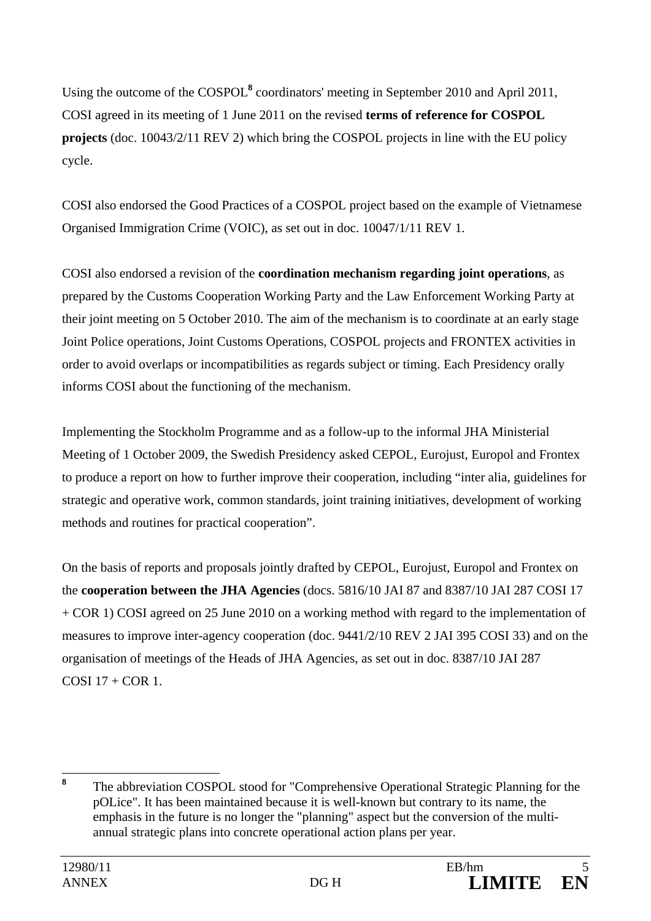Using the outcome of the COSPOL[8] coordinators' meeting in September 2010 and April 2011, COSI agreed in its meeting of 1 June 2011 on the revised **terms of reference for COSPOL projects** (doc. 10043/2/11 REV 2) which bring the COSPOL projects in line with the EU policy cycle.

COSI also endorsed the Good Practices of a COSPOL project based on the example of Vietnamese Organised Immigration Crime (VOIC), as set out in doc. 10047/1/11 REV 1.

COSI also endorsed a revision of the **coordination mechanism regarding joint operations**, as prepared by the Customs Cooperation Working Party and the Law Enforcement Working Party at their joint meeting on 5 October 2010. The aim of the mechanism is to coordinate at an early stage Joint Police operations, Joint Customs Operations, COSPOL projects and FRONTEX activities in order to avoid overlaps or incompatibilities as regards subject or timing. Each Presidency orally informs COSI about the functioning of the mechanism.

Implementing the Stockholm Programme and as a follow-up to the informal JHA Ministerial Meeting of 1 October 2009, the Swedish Presidency asked CEPOL, Eurojust, Europol and Frontex to produce a report on how to further improve their cooperation, including "inter alia, guidelines for strategic and operative work, common standards, joint training initiatives, development of working methods and routines for practical cooperation".

On the basis of reports and proposals jointly drafted by CEPOL, Eurojust, Europol and Frontex on the **cooperation between the JHA Agencies** (docs. 5816/10 JAI 87 and 8387/10 JAI 287 COSI 17 + COR 1) COSI agreed on 25 June 2010 on a working method with regard to the implementation of measures to improve inter-agency cooperation (doc. 9441/2/10 REV 2 JAI 395 COSI 33) and on the organisation of meetings of the Heads of JHA Agencies, as set out in doc. 8387/10 JAI 287 COSI 17 + COR 1.

---

[8] The abbreviation COSPOL stood for "Comprehensive Operational Strategic Planning for the pOLice". It has been maintained because it is well-known but contrary to its name, the emphasis in the future is no longer the "planning" aspect but the conversion of the multi-annual strategic plans into concrete operational action plans per year.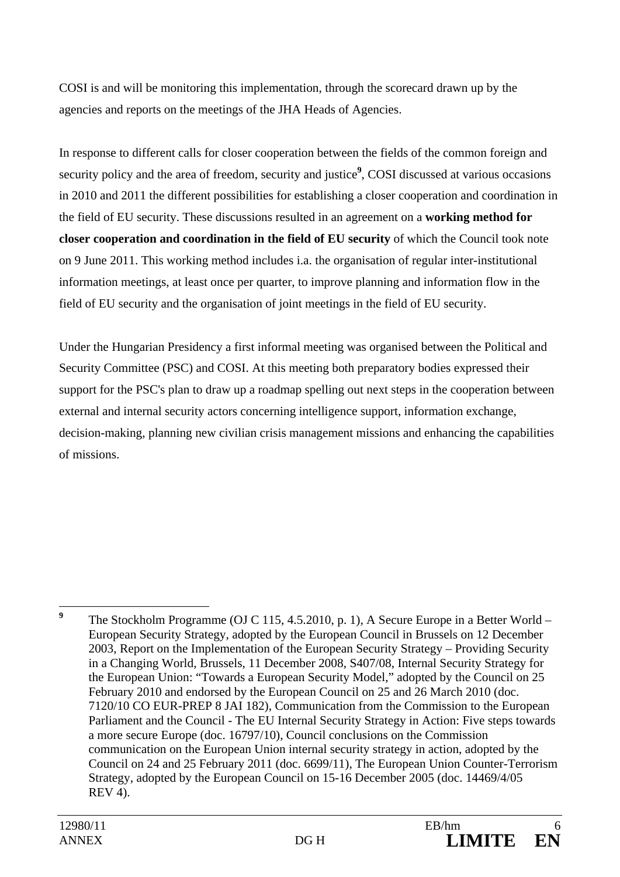COSI is and will be monitoring this implementation, through the scorecard drawn up by the agencies and reports on the meetings of the JHA Heads of Agencies.

In response to different calls for closer cooperation between the fields of the common foreign and security policy and the area of freedom, security and justice[9], COSI discussed at various occasions in 2010 and 2011 the different possibilities for establishing a closer cooperation and coordination in the field of EU security. These discussions resulted in an agreement on a **working method for closer cooperation and coordination in the field of EU security** of which the Council took note on 9 June 2011. This working method includes i.a. the organisation of regular inter-institutional information meetings, at least once per quarter, to improve planning and information flow in the field of EU security and the organisation of joint meetings in the field of EU security.

Under the Hungarian Presidency a first informal meeting was organised between the Political and Security Committee (PSC) and COSI. At this meeting both preparatory bodies expressed their support for the PSC's plan to draw up a roadmap spelling out next steps in the cooperation between external and internal security actors concerning intelligence support, information exchange, decision-making, planning new civilian crisis management missions and enhancing the capabilities of missions.

---

[9] The Stockholm Programme (OJ C 115, 4.5.2010, p. 1), A Secure Europe in a Better World – European Security Strategy, adopted by the European Council in Brussels on 12 December 2003, Report on the Implementation of the European Security Strategy – Providing Security in a Changing World, Brussels, 11 December 2008, S407/08, Internal Security Strategy for the European Union: "Towards a European Security Model," adopted by the Council on 25 February 2010 and endorsed by the European Council on 25 and 26 March 2010 (doc. 7120/10 CO EUR-PREP 8 JAI 182), Communication from the Commission to the European Parliament and the Council - The EU Internal Security Strategy in Action: Five steps towards a more secure Europe (doc. 16797/10), Council conclusions on the Commission communication on the European Union internal security strategy in action, adopted by the Council on 24 and 25 February 2011 (doc. 6699/11), The European Union Counter-Terrorism Strategy, adopted by the European Council on 15-16 December 2005 (doc. 14469/4/05 REV 4).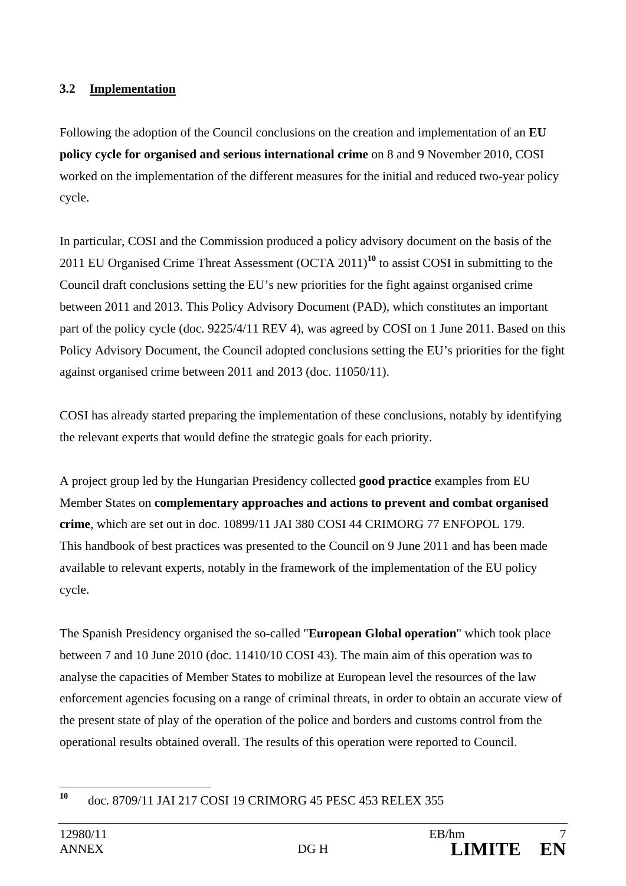### 3.2 **Implementation**

Following the adoption of the Council conclusions on the creation and implementation of an **EU policy cycle for organised and serious international crime** on 8 and 9 November 2010, COSI worked on the implementation of the different measures for the initial and reduced two-year policy cycle.

In particular, COSI and the Commission produced a policy advisory document on the basis of the 2011 EU Organised Crime Threat Assessment (OCTA 2011)[10] to assist COSI in submitting to the Council draft conclusions setting the EU's new priorities for the fight against organised crime between 2011 and 2013. This Policy Advisory Document (PAD), which constitutes an important part of the policy cycle (doc. 9225/4/11 REV 4), was agreed by COSI on 1 June 2011. Based on this Policy Advisory Document, the Council adopted conclusions setting the EU's priorities for the fight against organised crime between 2011 and 2013 (doc. 11050/11).

COSI has already started preparing the implementation of these conclusions, notably by identifying the relevant experts that would define the strategic goals for each priority.

A project group led by the Hungarian Presidency collected **good practice** examples from EU Member States on **complementary approaches and actions to prevent and combat organised crime**, which are set out in doc. 10899/11 JAI 380 COSI 44 CRIMORG 77 ENFOPOL 179. This handbook of best practices was presented to the Council on 9 June 2011 and has been made available to relevant experts, notably in the framework of the implementation of the EU policy cycle.

The Spanish Presidency organised the so-called "**European Global operation**" which took place between 7 and 10 June 2010 (doc. 11410/10 COSI 43). The main aim of this operation was to analyse the capacities of Member States to mobilize at European level the resources of the law enforcement agencies focusing on a range of criminal threats, in order to obtain an accurate view of the present state of play of the operation of the police and borders and customs control from the operational results obtained overall. The results of this operation were reported to Council.

---

[10] doc. 8709/11 JAI 217 COSI 19 CRIMORG 45 PESC 453 RELEX 355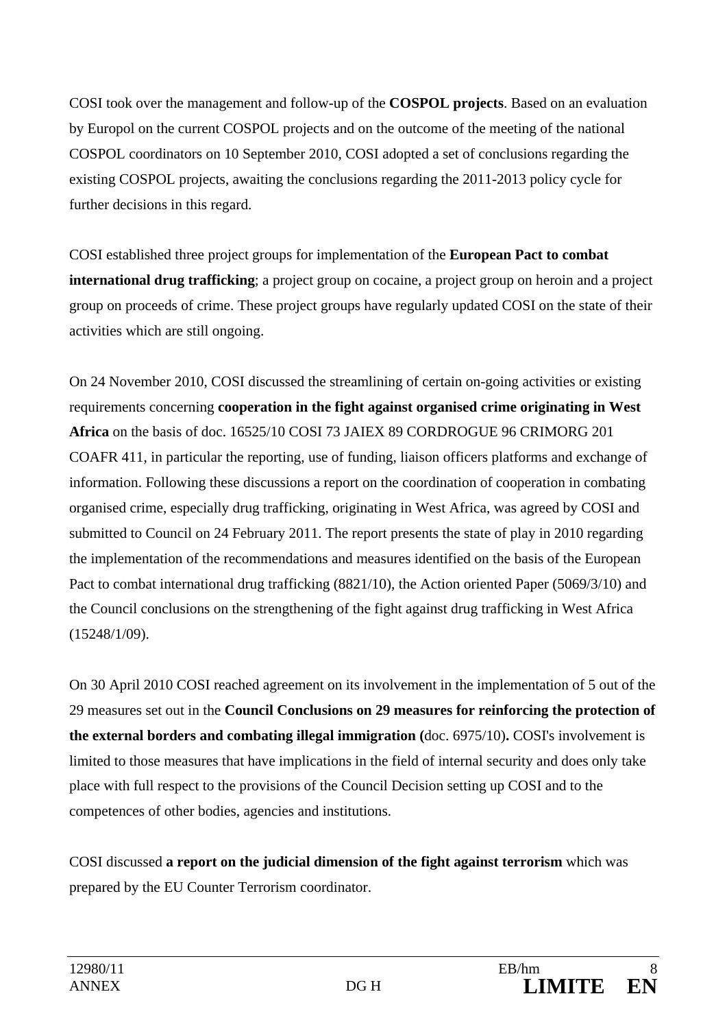COSI took over the management and follow-up of the **COSPOL projects**. Based on an evaluation by Europol on the current COSPOL projects and on the outcome of the meeting of the national COSPOL coordinators on 10 September 2010, COSI adopted a set of conclusions regarding the existing COSPOL projects, awaiting the conclusions regarding the 2011-2013 policy cycle for further decisions in this regard.

COSI established three project groups for implementation of the **European Pact to combat international drug trafficking**; a project group on cocaine, a project group on heroin and a project group on proceeds of crime. These project groups have regularly updated COSI on the state of their activities which are still ongoing.

On 24 November 2010, COSI discussed the streamlining of certain on-going activities or existing requirements concerning **cooperation in the fight against organised crime originating in West Africa** on the basis of doc. 16525/10 COSI 73 JAIEX 89 CORDROGUE 96 CRIMORG 201 COAFR 411, in particular the reporting, use of funding, liaison officers platforms and exchange of information. Following these discussions a report on the coordination of cooperation in combating organised crime, especially drug trafficking, originating in West Africa, was agreed by COSI and submitted to Council on 24 February 2011. The report presents the state of play in 2010 regarding the implementation of the recommendations and measures identified on the basis of the European Pact to combat international drug trafficking (8821/10), the Action oriented Paper (5069/3/10) and the Council conclusions on the strengthening of the fight against drug trafficking in West Africa (15248/1/09).

On 30 April 2010 COSI reached agreement on its involvement in the implementation of 5 out of the 29 measures set out in the **Council Conclusions on 29 measures for reinforcing the protection of the external borders and combating illegal immigration (**doc. 6975/10)**.** COSI's involvement is limited to those measures that have implications in the field of internal security and does only take place with full respect to the provisions of the Council Decision setting up COSI and to the competences of other bodies, agencies and institutions.

COSI discussed **a report on the judicial dimension of the fight against terrorism** which was prepared by the EU Counter Terrorism coordinator.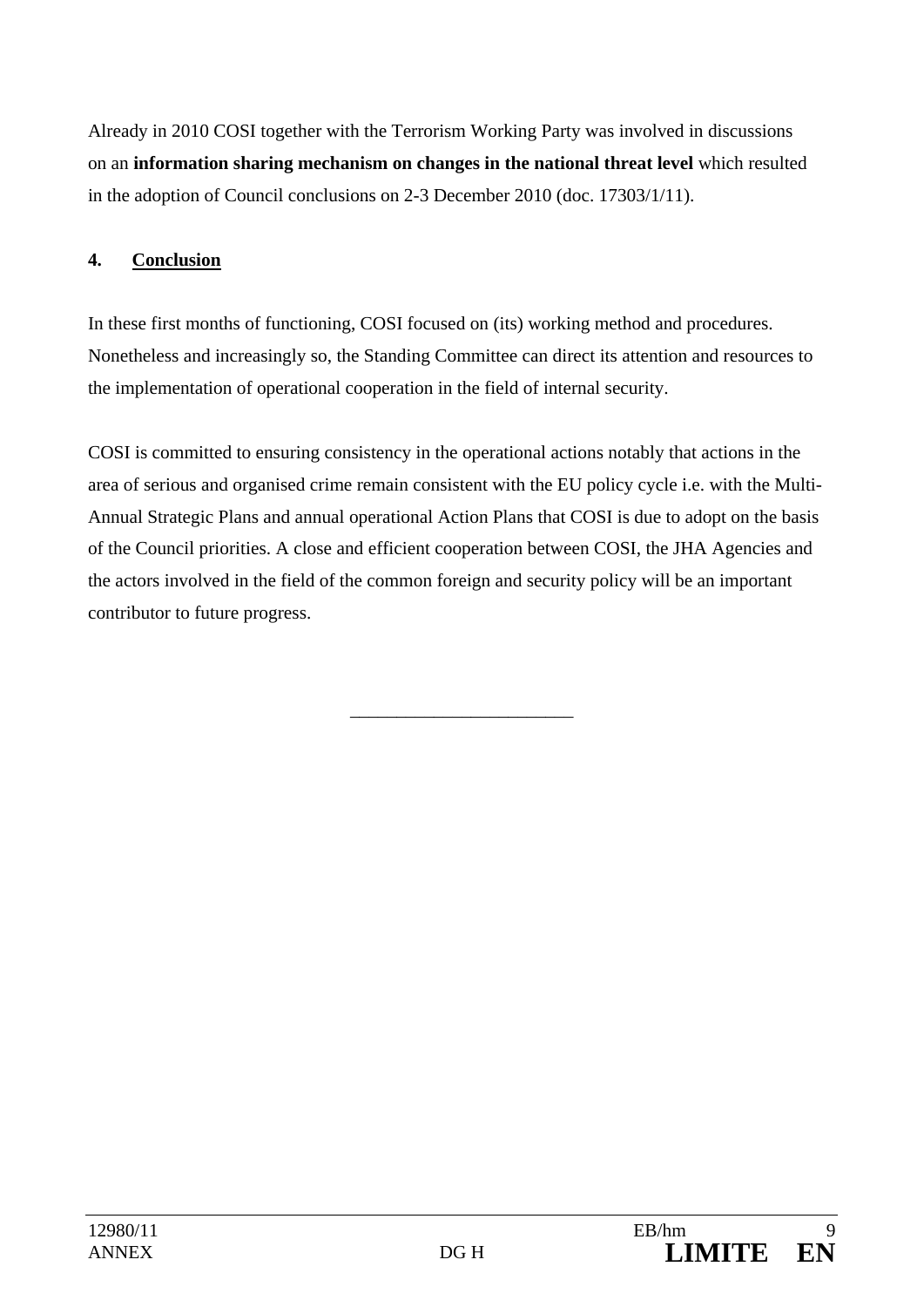Already in 2010 COSI together with the Terrorism Working Party was involved in discussions on an **information sharing mechanism on changes in the national threat level** which resulted in the adoption of Council conclusions on 2-3 December 2010 (doc. 17303/1/11).

## 4. Conclusion

In these first months of functioning, COSI focused on (its) working method and procedures. Nonetheless and increasingly so, the Standing Committee can direct its attention and resources to the implementation of operational cooperation in the field of internal security.

COSI is committed to ensuring consistency in the operational actions notably that actions in the area of serious and organised crime remain consistent with the EU policy cycle i.e. with the Multi-Annual Strategic Plans and annual operational Action Plans that COSI is due to adopt on the basis of the Council priorities. A close and efficient cooperation between COSI, the JHA Agencies and the actors involved in the field of the common foreign and security policy will be an important contributor to future progress.

________________________